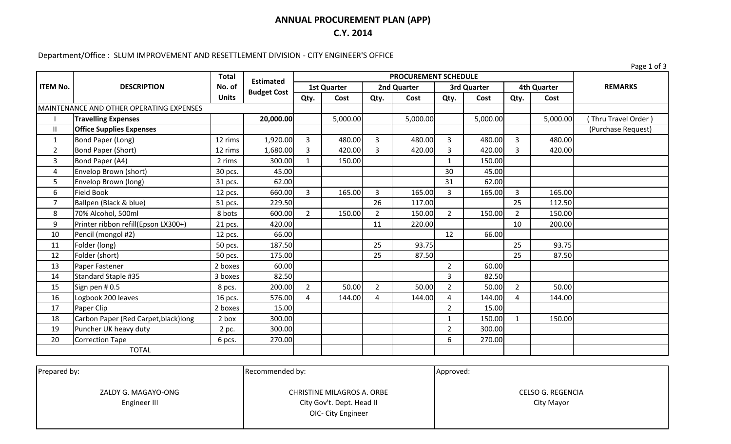# ANNUAL PROCUREMENT PLAN (APP)

## C.Y. 2014

Department/Office : SLUM IMPROVEMENT AND RESETTLEMENT DIVISION - CITY ENGINEER'S OFFICE

| ITEM No. | DESCRIPTION | Total No. of Units | Estimated Budget Cost | PROCUREMENT SCHEDULE | | | | | | | | REMARKS |
|---|---|---|---|---|---|---|---|---|---|---|---|---|
| | | | | 1st Quarter | | 2nd Quarter | | 3rd Quarter | | 4th Quarter | | |
| | | | | Qty. | Cost | Qty. | Cost | Qty. | Cost | Qty. | Cost | |
| MAINTENANCE AND OTHER OPERATING EXPENSES | | | | | | | | | | | | |
| I | **Travelling Expenses** | | **20,000.00** | | 5,000.00 | | 5,000.00 | | 5,000.00 | | 5,000.00 | ( Thru Travel Order ) |
| II | **Office Supplies Expenses** | | | | | | | | | | | (Purchase Request) |
| 1 | Bond Paper (Long) | 12 rims | 1,920.00 | 3 | 480.00 | 3 | 480.00 | 3 | 480.00 | 3 | 480.00 | |
| 2 | Bond Paper (Short) | 12 rims | 1,680.00 | 3 | 420.00 | 3 | 420.00 | 3 | 420.00 | 3 | 420.00 | |
| 3 | Bond Paper (A4) | 2 rims | 300.00 | 1 | 150.00 | | | 1 | 150.00 | | | |
| 4 | Envelop Brown (short) | 30 pcs. | 45.00 | | | | | 30 | 45.00 | | | |
| 5 | Envelop Brown (long) | 31 pcs. | 62.00 | | | | | 31 | 62.00 | | | |
| 6 | Field Book | 12 pcs. | 660.00 | 3 | 165.00 | 3 | 165.00 | 3 | 165.00 | 3 | 165.00 | |
| 7 | Ballpen (Black & blue) | 51 pcs. | 229.50 | | | 26 | 117.00 | | | 25 | 112.50 | |
| 8 | 70% Alcohol, 500ml | 8 bots | 600.00 | 2 | 150.00 | 2 | 150.00 | 2 | 150.00 | 2 | 150.00 | |
| 9 | Printer ribbon refill(Epson LX300+) | 21 pcs. | 420.00 | | | 11 | 220.00 | | | 10 | 200.00 | |
| 10 | Pencil (mongol #2) | 12 pcs. | 66.00 | | | | | 12 | 66.00 | | | |
| 11 | Folder (long) | 50 pcs. | 187.50 | | | 25 | 93.75 | | | 25 | 93.75 | |
| 12 | Folder (short) | 50 pcs. | 175.00 | | | 25 | 87.50 | | | 25 | 87.50 | |
| 13 | Paper Fastener | 2 boxes | 60.00 | | | | | 2 | 60.00 | | | |
| 14 | Standard Staple #35 | 3 boxes | 82.50 | | | | | 3 | 82.50 | | | |
| 15 | Sign pen # 0.5 | 8 pcs. | 200.00 | 2 | 50.00 | 2 | 50.00 | 2 | 50.00 | 2 | 50.00 | |
| 16 | Logbook 200 leaves | 16 pcs. | 576.00 | 4 | 144.00 | 4 | 144.00 | 4 | 144.00 | 4 | 144.00 | |
| 17 | Paper Clip | 2 boxes | 15.00 | | | | | 2 | 15.00 | | | |
| 18 | Carbon Paper (Red Carpet,black)long | 2 box | 300.00 | | | | | 1 | 150.00 | 1 | 150.00 | |
| 19 | Puncher UK heavy duty | 2 pc. | 300.00 | | | | | 2 | 300.00 | | | |
| 20 | Correction Tape | 6 pcs. | 270.00 | | | | | 6 | 270.00 | | | |
| TOTAL | | | | | | | | | | | | |

| Prepared by: | Recommended by: | Approved: |
|---|---|---|
| ZALDY G. MAGAYO-ONG<br>Engineer III | CHRISTINE MILAGROS A. ORBE<br>City Gov't. Dept. Head II<br>OIC- City Engineer | CELSO G. REGENCIA<br>City Mayor |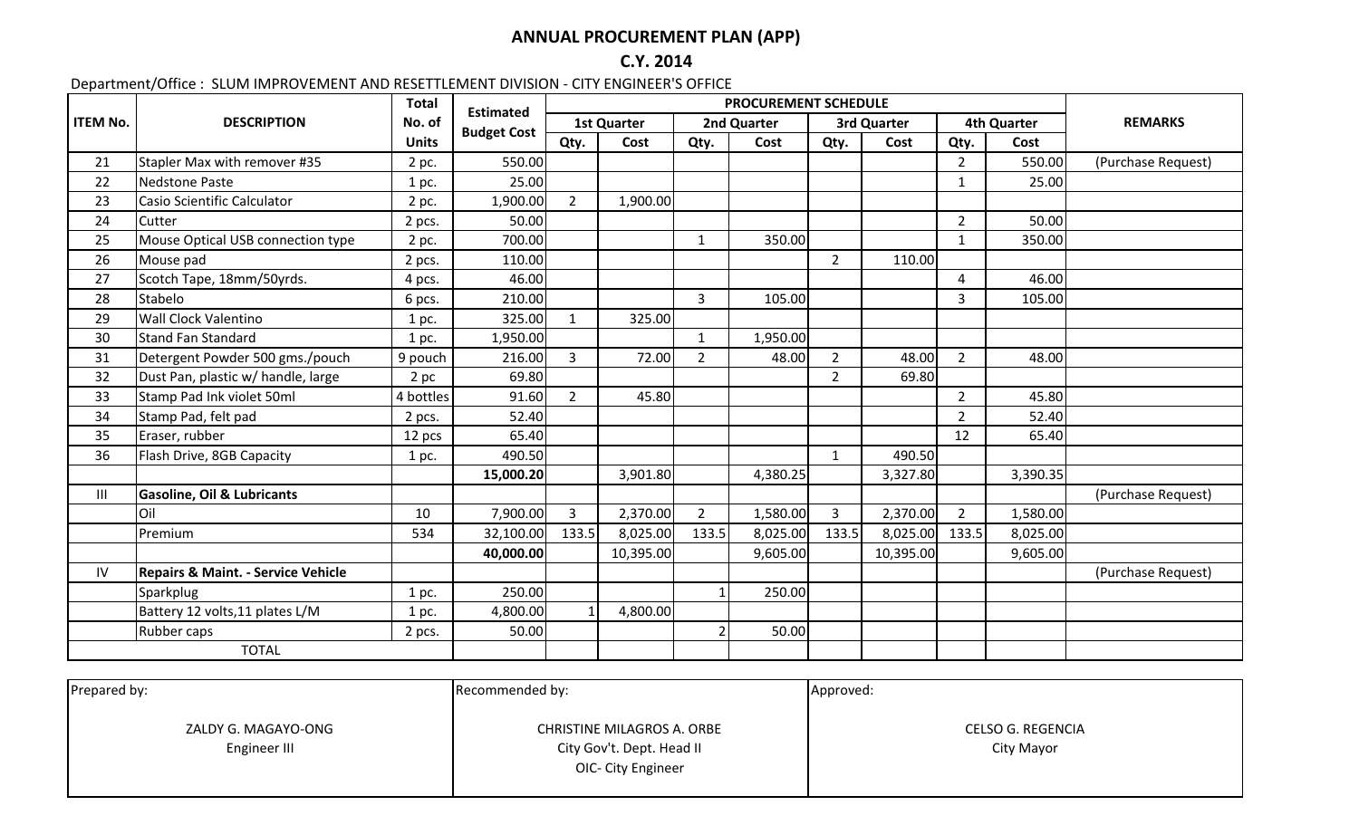# ANNUAL PROCUREMENT PLAN (APP)

## C.Y. 2014

Department/Office : SLUM IMPROVEMENT AND RESETTLEMENT DIVISION - CITY ENGINEER'S OFFICE

| ITEM No. | DESCRIPTION | Total No. of Units | Estimated Budget Cost | PROCUREMENT SCHEDULE | | | | | | | | REMARKS |
|---|---|---|---|---|---|---|---|---|---|---|---|---|
| | | | | 1st Quarter | | 2nd Quarter | | 3rd Quarter | | 4th Quarter | | |
| | | | | Qty. | Cost | Qty. | Cost | Qty. | Cost | Qty. | Cost | |
| 21 | Stapler Max with remover #35 | 2 pc. | 550.00 | | | | | | | 2 | 550.00 | (Purchase Request) |
| 22 | Nedstone Paste | 1 pc. | 25.00 | | | | | | | 1 | 25.00 | |
| 23 | Casio Scientific Calculator | 2 pc. | 1,900.00 | 2 | 1,900.00 | | | | | | | |
| 24 | Cutter | 2 pcs. | 50.00 | | | | | | | 2 | 50.00 | |
| 25 | Mouse Optical USB connection type | 2 pc. | 700.00 | | | 1 | 350.00 | | | 1 | 350.00 | |
| 26 | Mouse pad | 2 pcs. | 110.00 | | | | | 2 | 110.00 | | | |
| 27 | Scotch Tape, 18mm/50yrds. | 4 pcs. | 46.00 | | | | | | | 4 | 46.00 | |
| 28 | Stabelo | 6 pcs. | 210.00 | | | 3 | 105.00 | | | 3 | 105.00 | |
| 29 | Wall Clock Valentino | 1 pc. | 325.00 | 1 | 325.00 | | | | | | | |
| 30 | Stand Fan Standard | 1 pc. | 1,950.00 | | | 1 | 1,950.00 | | | | | |
| 31 | Detergent Powder 500 gms./pouch | 9 pouch | 216.00 | 3 | 72.00 | 2 | 48.00 | 2 | 48.00 | 2 | 48.00 | |
| 32 | Dust Pan, plastic w/ handle, large | 2 pc | 69.80 | | | | | 2 | 69.80 | | | |
| 33 | Stamp Pad Ink violet 50ml | 4 bottles | 91.60 | 2 | 45.80 | | | | | 2 | 45.80 | |
| 34 | Stamp Pad, felt pad | 2 pcs. | 52.40 | | | | | | | 2 | 52.40 | |
| 35 | Eraser, rubber | 12 pcs | 65.40 | | | | | | | 12 | 65.40 | |
| 36 | Flash Drive, 8GB Capacity | 1 pc. | 490.50 | | | | | 1 | 490.50 | | | |
| | | | **15,000.20** | | 3,901.80 | | 4,380.25 | | 3,327.80 | | 3,390.35 | |
| III | **Gasoline, Oil & Lubricants** | | | | | | | | | | | (Purchase Request) |
| | Oil | 10 | 7,900.00 | 3 | 2,370.00 | 2 | 1,580.00 | 3 | 2,370.00 | 2 | 1,580.00 | |
| | Premium | 534 | 32,100.00 | 133.5 | 8,025.00 | 133.5 | 8,025.00 | 133.5 | 8,025.00 | 133.5 | 8,025.00 | |
| | | | **40,000.00** | | 10,395.00 | | 9,605.00 | | 10,395.00 | | 9,605.00 | |
| IV | **Repairs & Maint. - Service Vehicle** | | | | | | | | | | | (Purchase Request) |
| | Sparkplug | 1 pc. | 250.00 | | | 1 | 250.00 | | | | | |
| | Battery 12 volts,11 plates L/M | 1 pc. | 4,800.00 | 1 | 4,800.00 | | | | | | | |
| | Rubber caps | 2 pcs. | 50.00 | | | 2 | 50.00 | | | | | |
| | TOTAL | | | | | | | | | | | |

| Prepared by: | Recommended by: | Approved: |
|---|---|---|
| ZALDY G. MAGAYO-ONG<br>Engineer III | CHRISTINE MILAGROS A. ORBE<br>City Gov't. Dept. Head II<br>OIC- City Engineer | CELSO G. REGENCIA<br>City Mayor |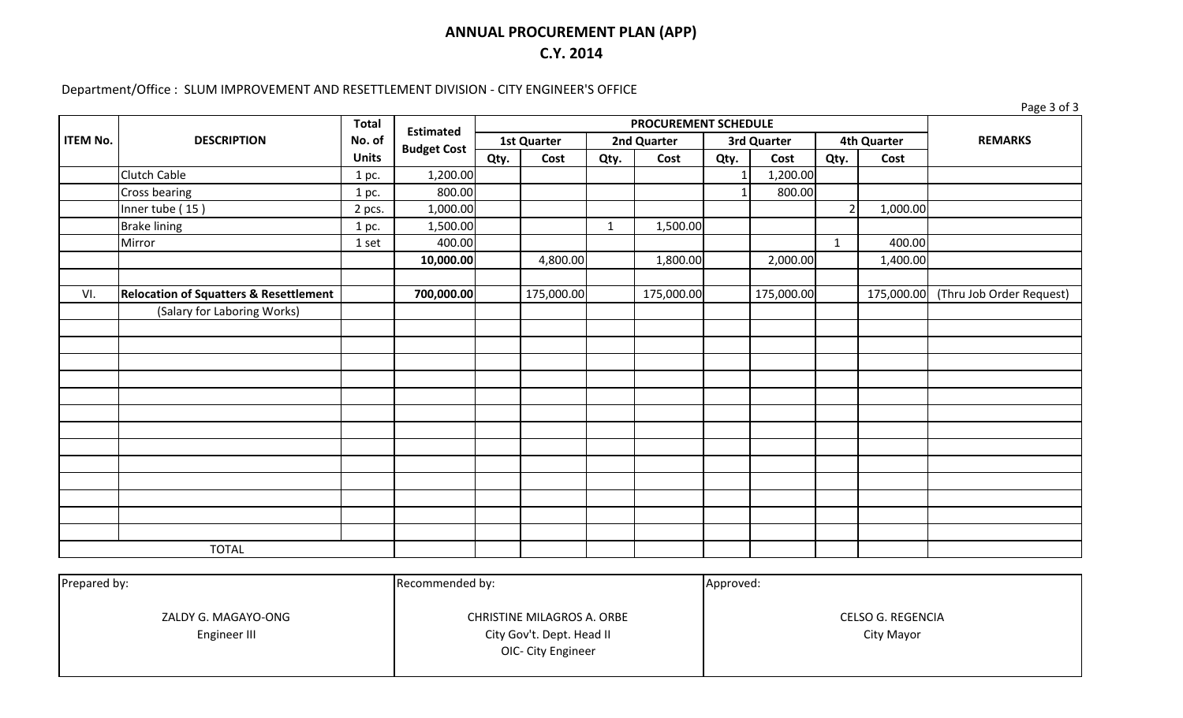# ANNUAL PROCUREMENT PLAN (APP)

## C.Y. 2014

Department/Office : SLUM IMPROVEMENT AND RESETTLEMENT DIVISION - CITY ENGINEER'S OFFICE

| ITEM No. | DESCRIPTION | Total No. of Units | Estimated Budget Cost | PROCUREMENT SCHEDULE | | | | | | | | REMARKS |
|---|---|---|---|---|---|---|---|---|---|---|---|---|
| | | | | 1st Quarter | | 2nd Quarter | | 3rd Quarter | | 4th Quarter | | |
| | | | | Qty. | Cost | Qty. | Cost | Qty. | Cost | Qty. | Cost | |
| | Clutch Cable | 1 pc. | 1,200.00 | | | | | 1 | 1,200.00 | | | |
| | Cross bearing | 1 pc. | 800.00 | | | | | 1 | 800.00 | | | |
| | Inner tube ( 15 ) | 2 pcs. | 1,000.00 | | | | | | | 2 | 1,000.00 | |
| | Brake lining | 1 pc. | 1,500.00 | | | 1 | 1,500.00 | | | | | |
| | Mirror | 1 set | 400.00 | | | | | | | 1 | 400.00 | |
| | | | **10,000.00** | | 4,800.00 | | 1,800.00 | | 2,000.00 | | 1,400.00 | |
| | | | | | | | | | | | | |
| VI. | **Relocation of Squatters & Resettlement** | | **700,000.00** | | 175,000.00 | | 175,000.00 | | 175,000.00 | | 175,000.00 | (Thru Job Order Request) |
| | (Salary for Laboring Works) | | | | | | | | | | | |
| TOTAL | | | | | | | | | | | | |

| Prepared by: | Recommended by: | Approved: |
|---|---|---|
| ZALDY G. MAGAYO-ONG<br>Engineer III | CHRISTINE MILAGROS A. ORBE<br>City Gov't. Dept. Head II<br>OIC- City Engineer | CELSO G. REGENCIA<br>City Mayor |